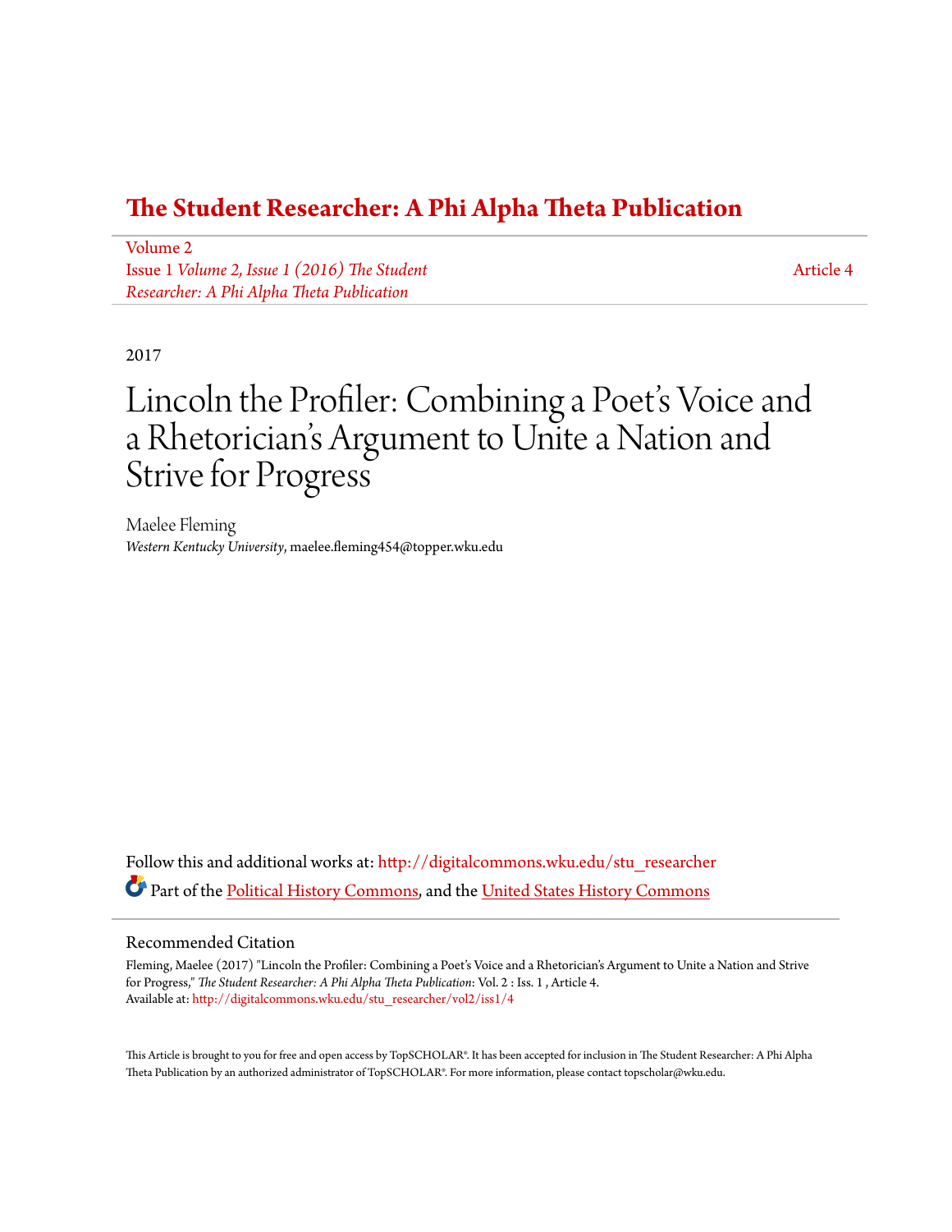# The Student Researcher: A Phi Alpha Theta Publication

Volume 2
Issue 1 *Volume 2, Issue 1 (2016) The Student Researcher: A Phi Alpha Theta Publication*

Article 4

2017

# Lincoln the Profiler: Combining a Poet's Voice and a Rhetorician's Argument to Unite a Nation and Strive for Progress

Maelee Fleming
*Western Kentucky University*, maelee.fleming454@topper.wku.edu

Follow this and additional works at: http://digitalcommons.wku.edu/stu_researcher

Part of the Political History Commons, and the United States History Commons

## Recommended Citation

Fleming, Maelee (2017) "Lincoln the Profiler: Combining a Poet's Voice and a Rhetorician's Argument to Unite a Nation and Strive for Progress," *The Student Researcher: A Phi Alpha Theta Publication*: Vol. 2 : Iss. 1 , Article 4.
Available at: http://digitalcommons.wku.edu/stu_researcher/vol2/iss1/4

This Article is brought to you for free and open access by TopSCHOLAR®. It has been accepted for inclusion in The Student Researcher: A Phi Alpha Theta Publication by an authorized administrator of TopSCHOLAR®. For more information, please contact topscholar@wku.edu.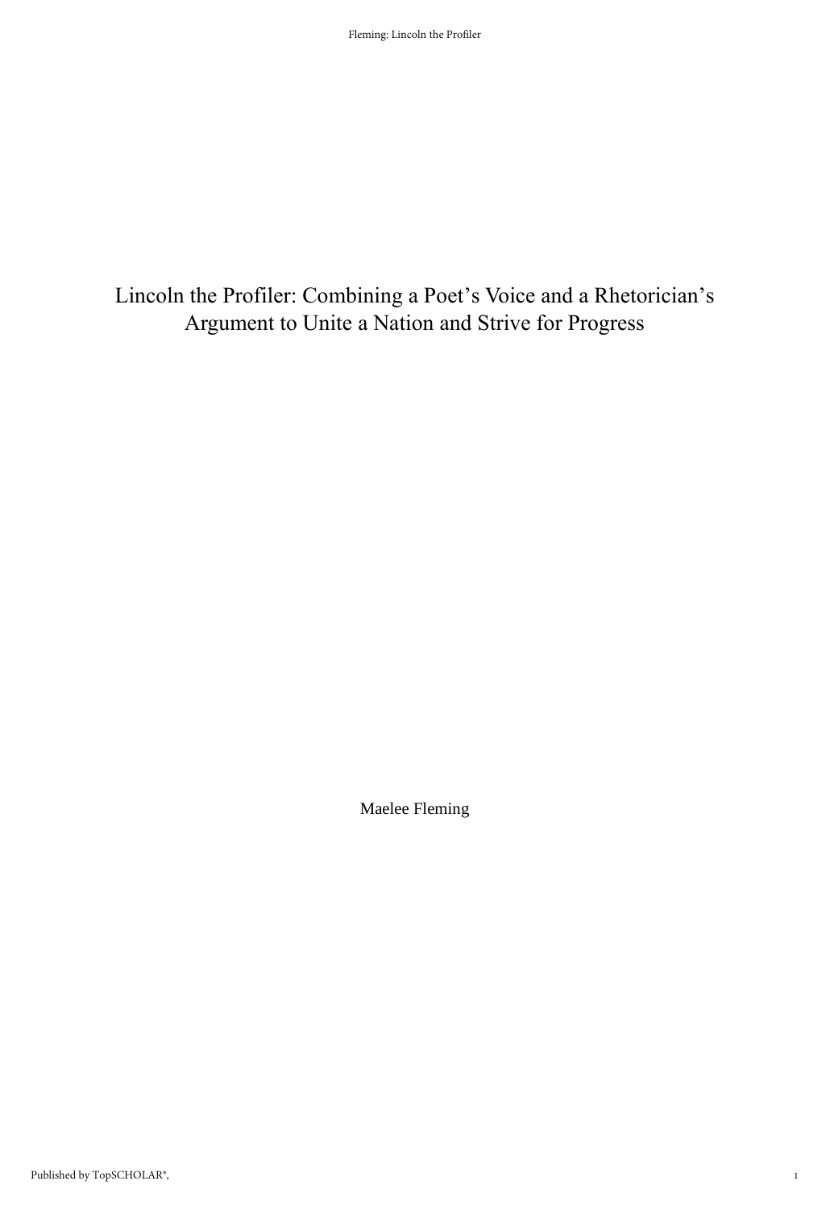# Lincoln the Profiler: Combining a Poet's Voice and a Rhetorician's Argument to Unite a Nation and Strive for Progress

Maelee Fleming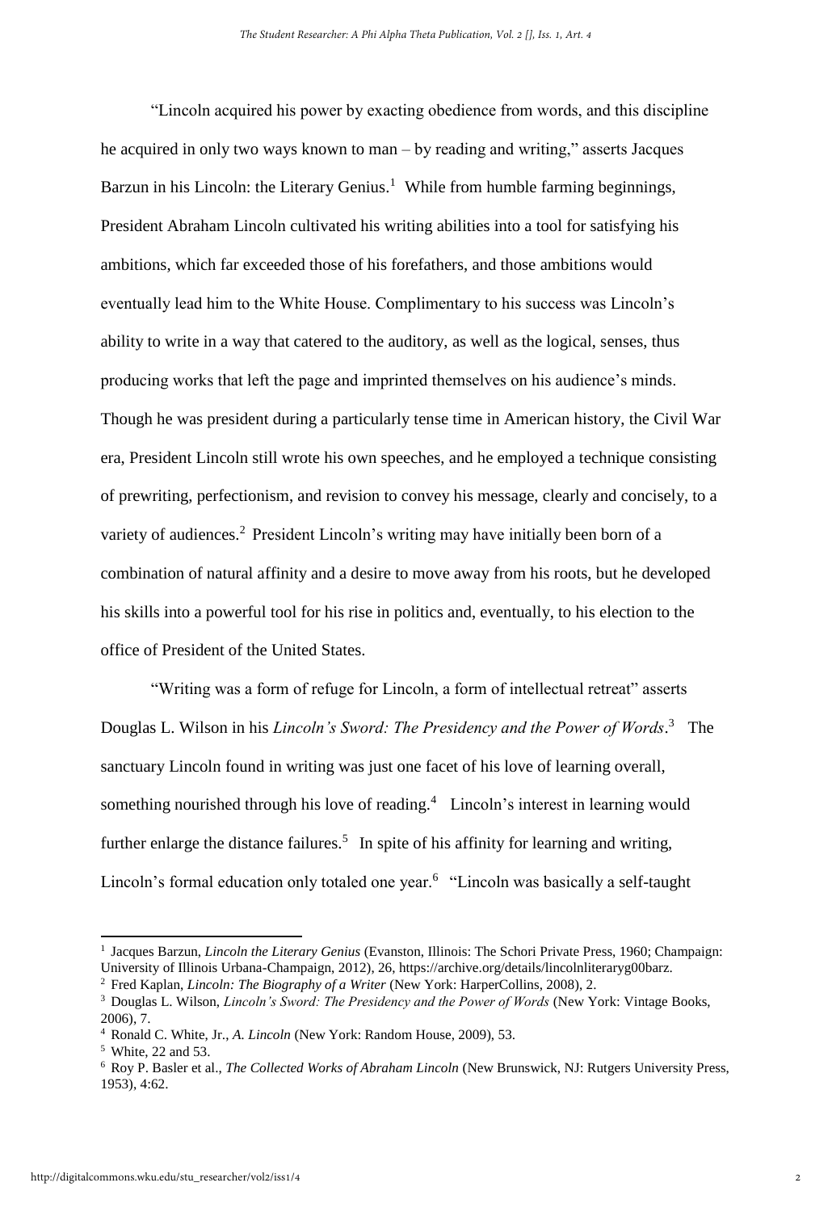"Lincoln acquired his power by exacting obedience from words, and this discipline he acquired in only two ways known to man – by reading and writing," asserts Jacques Barzun in his Lincoln: the Literary Genius.[1] While from humble farming beginnings, President Abraham Lincoln cultivated his writing abilities into a tool for satisfying his ambitions, which far exceeded those of his forefathers, and those ambitions would eventually lead him to the White House. Complimentary to his success was Lincoln's ability to write in a way that catered to the auditory, as well as the logical, senses, thus producing works that left the page and imprinted themselves on his audience's minds. Though he was president during a particularly tense time in American history, the Civil War era, President Lincoln still wrote his own speeches, and he employed a technique consisting of prewriting, perfectionism, and revision to convey his message, clearly and concisely, to a variety of audiences.[2] President Lincoln's writing may have initially been born of a combination of natural affinity and a desire to move away from his roots, but he developed his skills into a powerful tool for his rise in politics and, eventually, to his election to the office of President of the United States.

"Writing was a form of refuge for Lincoln, a form of intellectual retreat" asserts Douglas L. Wilson in his *Lincoln's Sword: The Presidency and the Power of Words*.[3] The sanctuary Lincoln found in writing was just one facet of his love of learning overall, something nourished through his love of reading.[4] Lincoln's interest in learning would further enlarge the distance failures.[5] In spite of his affinity for learning and writing, Lincoln's formal education only totaled one year.[6] "Lincoln was basically a self-taught

---

[1] Jacques Barzun, *Lincoln the Literary Genius* (Evanston, Illinois: The Schori Private Press, 1960; Champaign: University of Illinois Urbana-Champaign, 2012), 26, https://archive.org/details/lincolnliteraryg00barz.

[2] Fred Kaplan, *Lincoln: The Biography of a Writer* (New York: HarperCollins, 2008), 2.

[3] Douglas L. Wilson, *Lincoln's Sword: The Presidency and the Power of Words* (New York: Vintage Books, 2006), 7.

[4] Ronald C. White, Jr., *A. Lincoln* (New York: Random House, 2009), 53.

[5] White, 22 and 53.

[6] Roy P. Basler et al., *The Collected Works of Abraham Lincoln* (New Brunswick, NJ: Rutgers University Press, 1953), 4:62.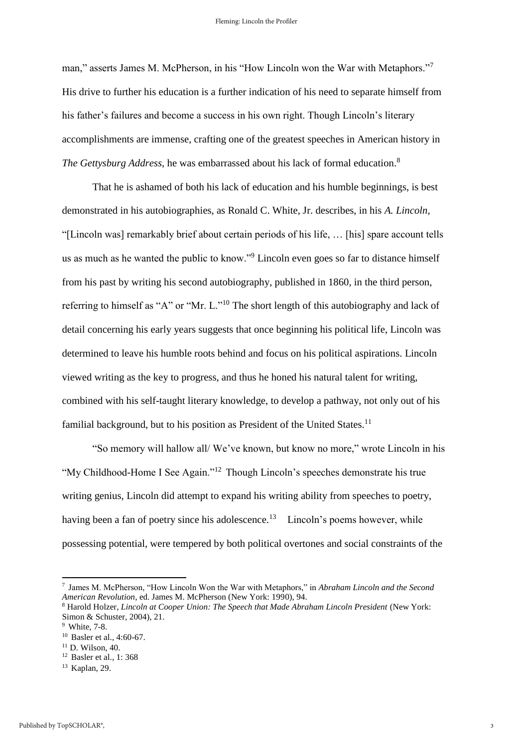man," asserts James M. McPherson, in his "How Lincoln won the War with Metaphors."[7] His drive to further his education is a further indication of his need to separate himself from his father's failures and become a success in his own right. Though Lincoln's literary accomplishments are immense, crafting one of the greatest speeches in American history in *The Gettysburg Address*, he was embarrassed about his lack of formal education.[8]

That he is ashamed of both his lack of education and his humble beginnings, is best demonstrated in his autobiographies, as Ronald C. White, Jr. describes, in his *A. Lincoln*, "[Lincoln was] remarkably brief about certain periods of his life, … [his] spare account tells us as much as he wanted the public to know."[9] Lincoln even goes so far to distance himself from his past by writing his second autobiography, published in 1860, in the third person, referring to himself as "A" or "Mr. L."[10] The short length of this autobiography and lack of detail concerning his early years suggests that once beginning his political life, Lincoln was determined to leave his humble roots behind and focus on his political aspirations. Lincoln viewed writing as the key to progress, and thus he honed his natural talent for writing, combined with his self-taught literary knowledge, to develop a pathway, not only out of his familial background, but to his position as President of the United States.[11]

"So memory will hallow all/ We've known, but know no more," wrote Lincoln in his "My Childhood-Home I See Again."[12] Though Lincoln's speeches demonstrate his true writing genius, Lincoln did attempt to expand his writing ability from speeches to poetry, having been a fan of poetry since his adolescence.[13] Lincoln's poems however, while possessing potential, were tempered by both political overtones and social constraints of the

---

[7] James M. McPherson, "How Lincoln Won the War with Metaphors," in *Abraham Lincoln and the Second American Revolution*, ed. James M. McPherson (New York: 1990), 94.

[8] Harold Holzer, *Lincoln at Cooper Union: The Speech that Made Abraham Lincoln President* (New York: Simon & Schuster, 2004), 21.

[9] White, 7-8.

[10] Basler et al., 4:60-67.

[11] D. Wilson, 40.

[12] Basler et al., 1: 368

[13] Kaplan, 29.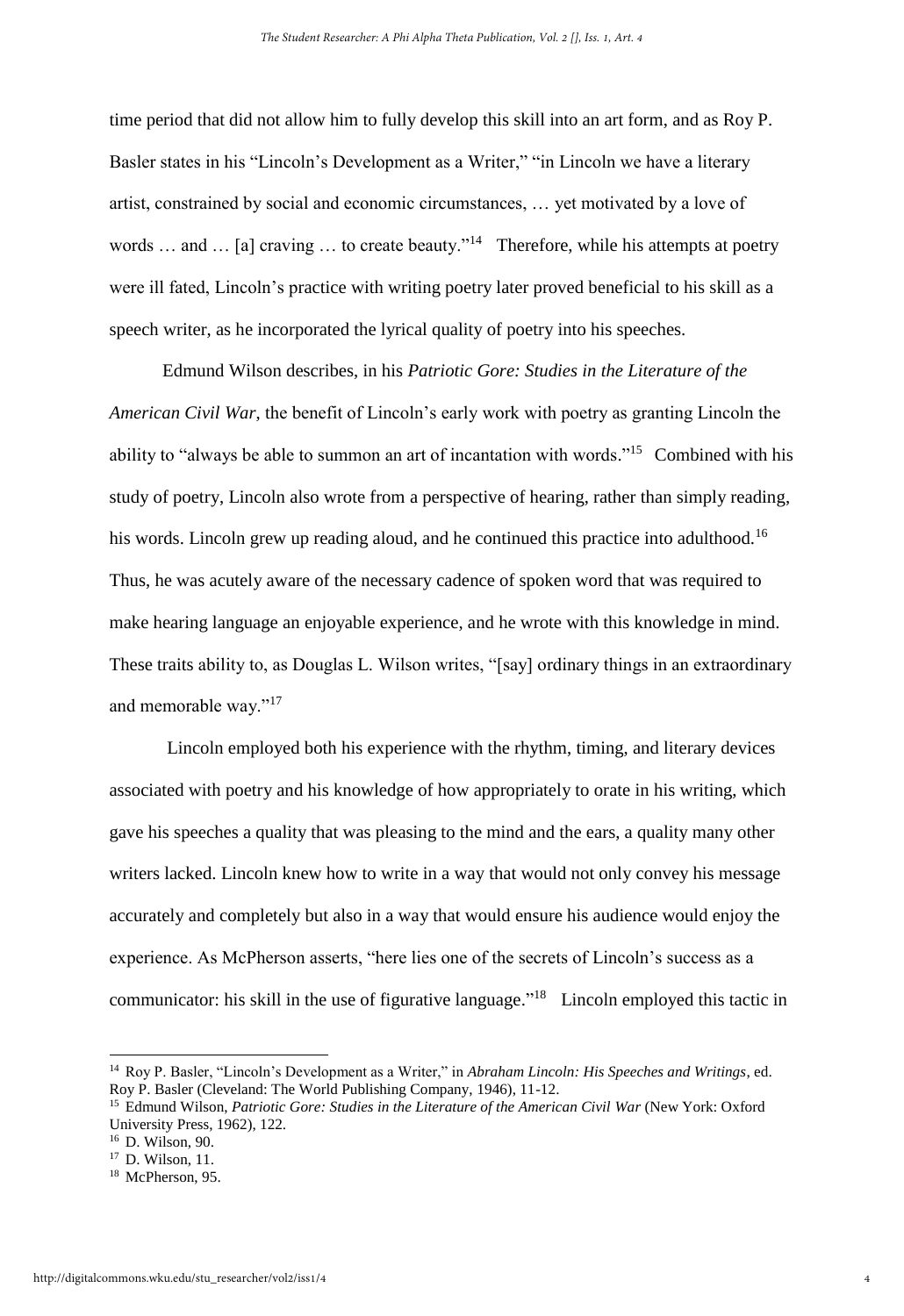time period that did not allow him to fully develop this skill into an art form, and as Roy P. Basler states in his "Lincoln's Development as a Writer," "in Lincoln we have a literary artist, constrained by social and economic circumstances, … yet motivated by a love of words … and … [a] craving … to create beauty."[14] Therefore, while his attempts at poetry were ill fated, Lincoln's practice with writing poetry later proved beneficial to his skill as a speech writer, as he incorporated the lyrical quality of poetry into his speeches.

Edmund Wilson describes, in his *Patriotic Gore: Studies in the Literature of the American Civil War*, the benefit of Lincoln's early work with poetry as granting Lincoln the ability to "always be able to summon an art of incantation with words."[15] Combined with his study of poetry, Lincoln also wrote from a perspective of hearing, rather than simply reading, his words. Lincoln grew up reading aloud, and he continued this practice into adulthood.[16] Thus, he was acutely aware of the necessary cadence of spoken word that was required to make hearing language an enjoyable experience, and he wrote with this knowledge in mind. These traits ability to, as Douglas L. Wilson writes, "[say] ordinary things in an extraordinary and memorable way."[17]

Lincoln employed both his experience with the rhythm, timing, and literary devices associated with poetry and his knowledge of how appropriately to orate in his writing, which gave his speeches a quality that was pleasing to the mind and the ears, a quality many other writers lacked. Lincoln knew how to write in a way that would not only convey his message accurately and completely but also in a way that would ensure his audience would enjoy the experience. As McPherson asserts, "here lies one of the secrets of Lincoln's success as a communicator: his skill in the use of figurative language."[18] Lincoln employed this tactic in

---

[14] Roy P. Basler, "Lincoln's Development as a Writer," in *Abraham Lincoln: His Speeches and Writings*, ed. Roy P. Basler (Cleveland: The World Publishing Company, 1946), 11-12.

[15] Edmund Wilson, *Patriotic Gore: Studies in the Literature of the American Civil War* (New York: Oxford University Press, 1962), 122.

[16] D. Wilson, 90.

[17] D. Wilson, 11.

[18] McPherson, 95.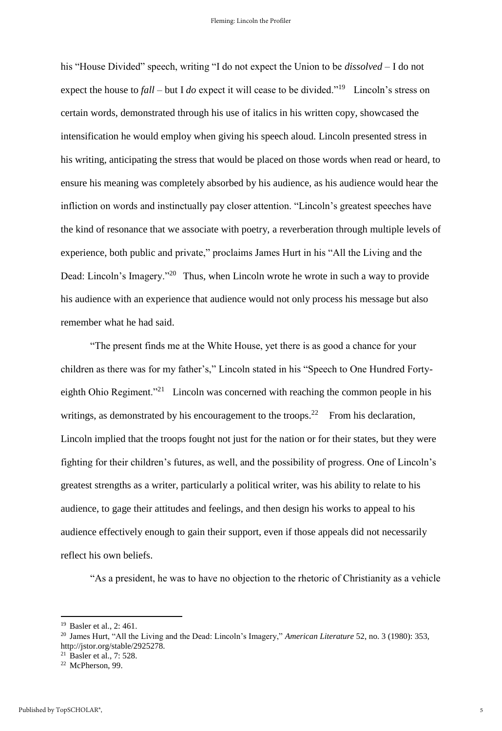his "House Divided" speech, writing "I do not expect the Union to be *dissolved* – I do not expect the house to *fall* – but I *do* expect it will cease to be divided."[19] Lincoln's stress on certain words, demonstrated through his use of italics in his written copy, showcased the intensification he would employ when giving his speech aloud. Lincoln presented stress in his writing, anticipating the stress that would be placed on those words when read or heard, to ensure his meaning was completely absorbed by his audience, as his audience would hear the infliction on words and instinctually pay closer attention. "Lincoln's greatest speeches have the kind of resonance that we associate with poetry, a reverberation through multiple levels of experience, both public and private," proclaims James Hurt in his "All the Living and the Dead: Lincoln's Imagery."[20] Thus, when Lincoln wrote he wrote in such a way to provide his audience with an experience that audience would not only process his message but also remember what he had said.

"The present finds me at the White House, yet there is as good a chance for your children as there was for my father's," Lincoln stated in his "Speech to One Hundred Forty-eighth Ohio Regiment."[21] Lincoln was concerned with reaching the common people in his writings, as demonstrated by his encouragement to the troops.[22] From his declaration, Lincoln implied that the troops fought not just for the nation or for their states, but they were fighting for their children's futures, as well, and the possibility of progress. One of Lincoln's greatest strengths as a writer, particularly a political writer, was his ability to relate to his audience, to gage their attitudes and feelings, and then design his works to appeal to his audience effectively enough to gain their support, even if those appeals did not necessarily reflect his own beliefs.

"As a president, he was to have no objection to the rhetoric of Christianity as a vehicle

---

[19] Basler et al., 2: 461.

[20] James Hurt, "All the Living and the Dead: Lincoln's Imagery," *American Literature* 52, no. 3 (1980): 353, http://jstor.org/stable/2925278.

[21] Basler et al., 7: 528.

[22] McPherson, 99.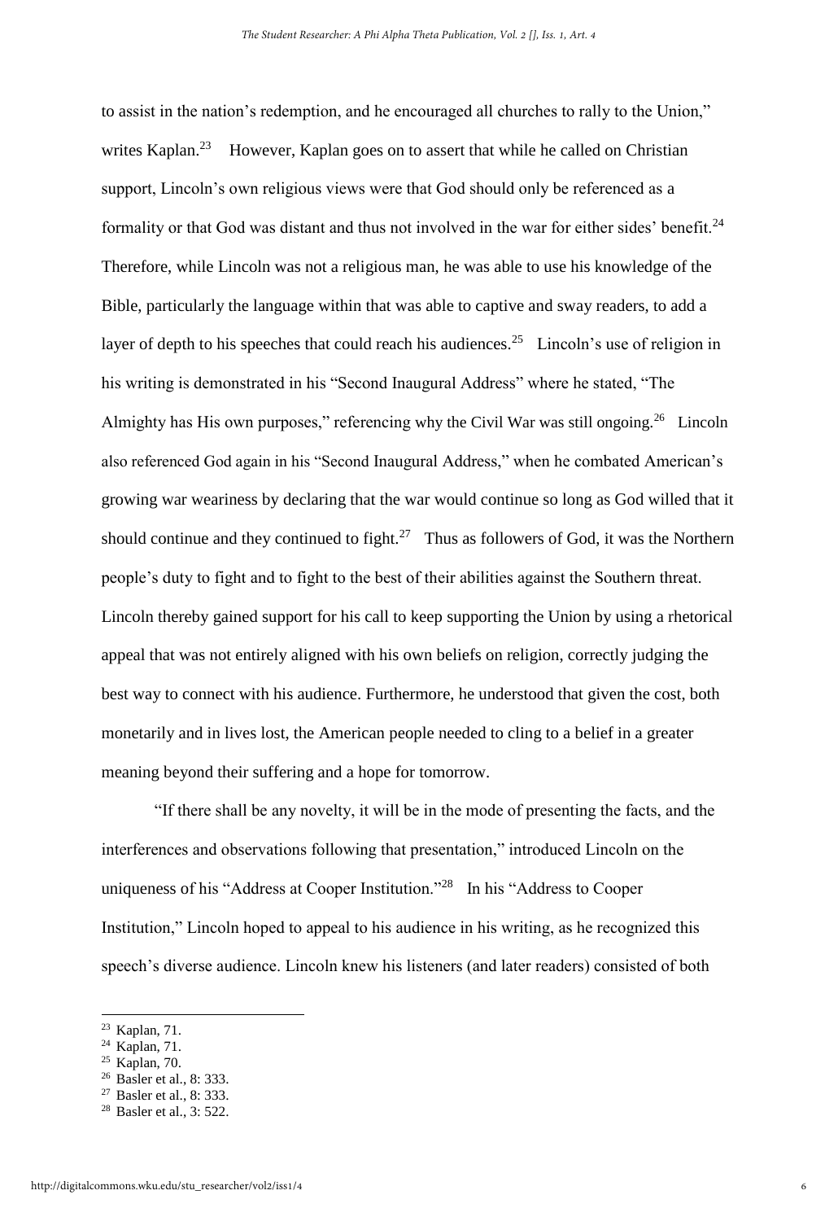to assist in the nation's redemption, and he encouraged all churches to rally to the Union," writes Kaplan.[23] However, Kaplan goes on to assert that while he called on Christian support, Lincoln's own religious views were that God should only be referenced as a formality or that God was distant and thus not involved in the war for either sides' benefit.[24] Therefore, while Lincoln was not a religious man, he was able to use his knowledge of the Bible, particularly the language within that was able to captive and sway readers, to add a layer of depth to his speeches that could reach his audiences.[25] Lincoln's use of religion in his writing is demonstrated in his "Second Inaugural Address" where he stated, "The Almighty has His own purposes," referencing why the Civil War was still ongoing.[26] Lincoln also referenced God again in his "Second Inaugural Address," when he combated American's growing war weariness by declaring that the war would continue so long as God willed that it should continue and they continued to fight.[27] Thus as followers of God, it was the Northern people's duty to fight and to fight to the best of their abilities against the Southern threat. Lincoln thereby gained support for his call to keep supporting the Union by using a rhetorical appeal that was not entirely aligned with his own beliefs on religion, correctly judging the best way to connect with his audience. Furthermore, he understood that given the cost, both monetarily and in lives lost, the American people needed to cling to a belief in a greater meaning beyond their suffering and a hope for tomorrow.

"If there shall be any novelty, it will be in the mode of presenting the facts, and the interferences and observations following that presentation," introduced Lincoln on the uniqueness of his "Address at Cooper Institution."[28] In his "Address to Cooper Institution," Lincoln hoped to appeal to his audience in his writing, as he recognized this speech's diverse audience. Lincoln knew his listeners (and later readers) consisted of both

---

[23] Kaplan, 71.
[24] Kaplan, 71.
[25] Kaplan, 70.
[26] Basler et al., 8: 333.
[27] Basler et al., 8: 333.
[28] Basler et al., 3: 522.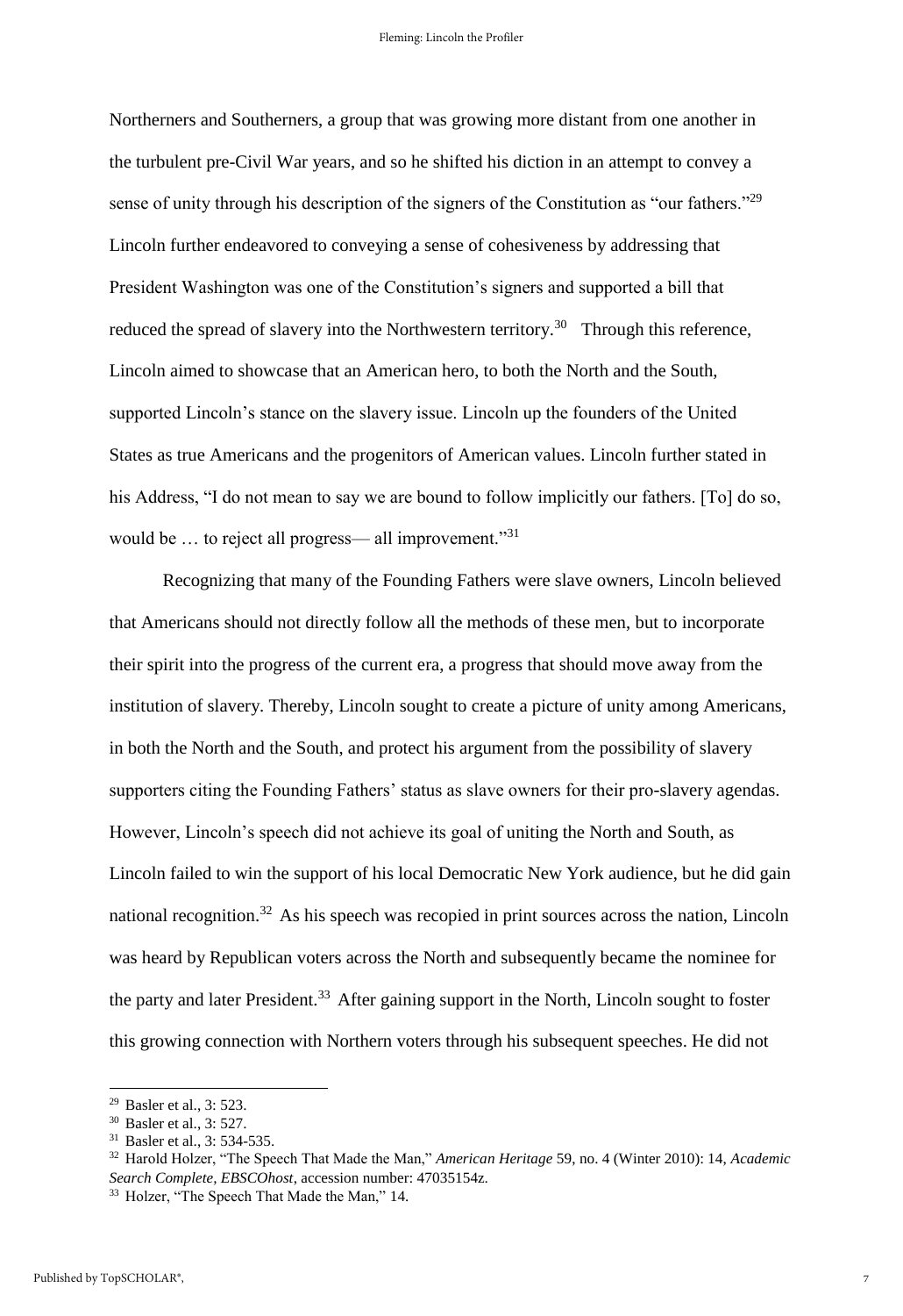Northerners and Southerners, a group that was growing more distant from one another in the turbulent pre-Civil War years, and so he shifted his diction in an attempt to convey a sense of unity through his description of the signers of the Constitution as "our fathers."[29] Lincoln further endeavored to conveying a sense of cohesiveness by addressing that President Washington was one of the Constitution's signers and supported a bill that reduced the spread of slavery into the Northwestern territory.[30] Through this reference, Lincoln aimed to showcase that an American hero, to both the North and the South, supported Lincoln's stance on the slavery issue. Lincoln up the founders of the United States as true Americans and the progenitors of American values. Lincoln further stated in his Address, "I do not mean to say we are bound to follow implicitly our fathers. [To] do so, would be … to reject all progress— all improvement."[31]

Recognizing that many of the Founding Fathers were slave owners, Lincoln believed that Americans should not directly follow all the methods of these men, but to incorporate their spirit into the progress of the current era, a progress that should move away from the institution of slavery. Thereby, Lincoln sought to create a picture of unity among Americans, in both the North and the South, and protect his argument from the possibility of slavery supporters citing the Founding Fathers' status as slave owners for their pro-slavery agendas. However, Lincoln's speech did not achieve its goal of uniting the North and South, as Lincoln failed to win the support of his local Democratic New York audience, but he did gain national recognition.[32] As his speech was recopied in print sources across the nation, Lincoln was heard by Republican voters across the North and subsequently became the nominee for the party and later President.[33] After gaining support in the North, Lincoln sought to foster this growing connection with Northern voters through his subsequent speeches. He did not

---

[29] Basler et al., 3: 523.

[30] Basler et al., 3: 527.

[31] Basler et al., 3: 534-535.

[32] Harold Holzer, "The Speech That Made the Man," *American Heritage* 59, no. 4 (Winter 2010): 14, *Academic Search Complete, EBSCOhost*, accession number: 47035154z.

[33] Holzer, "The Speech That Made the Man," 14.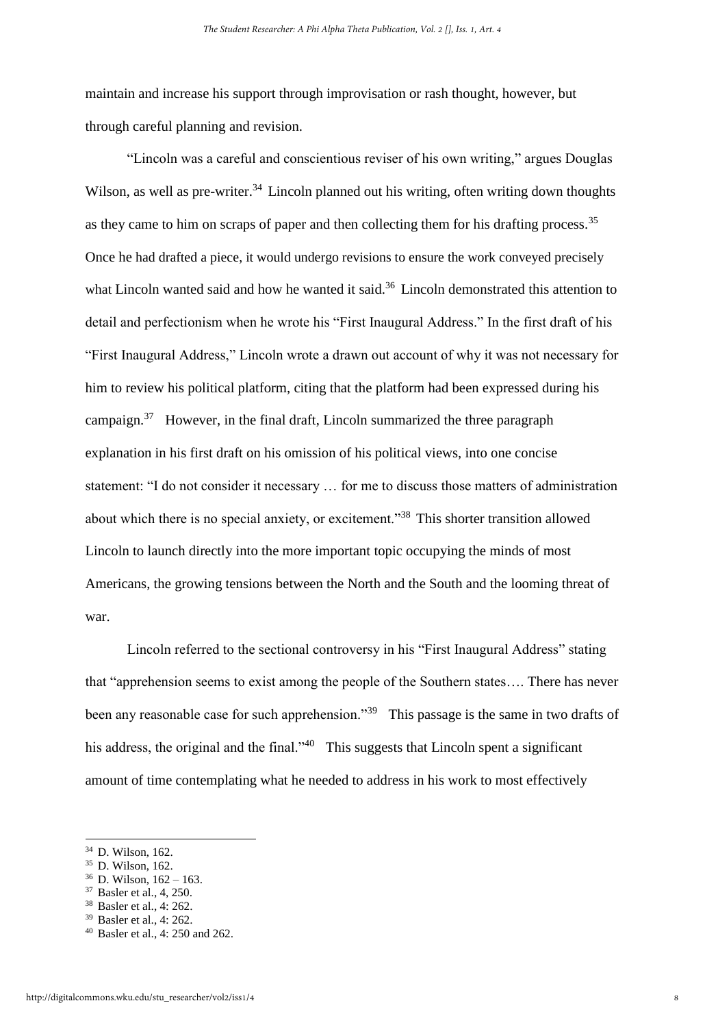maintain and increase his support through improvisation or rash thought, however, but through careful planning and revision.

"Lincoln was a careful and conscientious reviser of his own writing," argues Douglas Wilson, as well as pre-writer.[34] Lincoln planned out his writing, often writing down thoughts as they came to him on scraps of paper and then collecting them for his drafting process.[35] Once he had drafted a piece, it would undergo revisions to ensure the work conveyed precisely what Lincoln wanted said and how he wanted it said.[36] Lincoln demonstrated this attention to detail and perfectionism when he wrote his "First Inaugural Address." In the first draft of his "First Inaugural Address," Lincoln wrote a drawn out account of why it was not necessary for him to review his political platform, citing that the platform had been expressed during his campaign.[37] However, in the final draft, Lincoln summarized the three paragraph explanation in his first draft on his omission of his political views, into one concise statement: "I do not consider it necessary … for me to discuss those matters of administration about which there is no special anxiety, or excitement."[38] This shorter transition allowed Lincoln to launch directly into the more important topic occupying the minds of most Americans, the growing tensions between the North and the South and the looming threat of war.

Lincoln referred to the sectional controversy in his "First Inaugural Address" stating that "apprehension seems to exist among the people of the Southern states…. There has never been any reasonable case for such apprehension."[39] This passage is the same in two drafts of his address, the original and the final."[40] This suggests that Lincoln spent a significant amount of time contemplating what he needed to address in his work to most effectively

---

[34] D. Wilson, 162.

[35] D. Wilson, 162.

[36] D. Wilson, 162 – 163.

[37] Basler et al., 4, 250.

[38] Basler et al., 4: 262.

[39] Basler et al., 4: 262.

[40] Basler et al., 4: 250 and 262.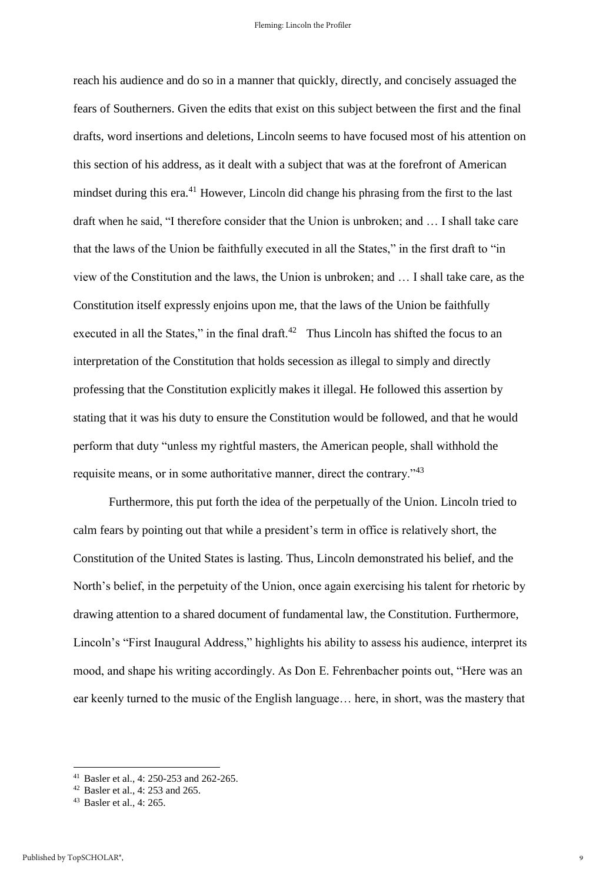reach his audience and do so in a manner that quickly, directly, and concisely assuaged the fears of Southerners. Given the edits that exist on this subject between the first and the final drafts, word insertions and deletions, Lincoln seems to have focused most of his attention on this section of his address, as it dealt with a subject that was at the forefront of American mindset during this era.[41] However, Lincoln did change his phrasing from the first to the last draft when he said, "I therefore consider that the Union is unbroken; and … I shall take care that the laws of the Union be faithfully executed in all the States," in the first draft to "in view of the Constitution and the laws, the Union is unbroken; and … I shall take care, as the Constitution itself expressly enjoins upon me, that the laws of the Union be faithfully executed in all the States," in the final draft.[42] Thus Lincoln has shifted the focus to an interpretation of the Constitution that holds secession as illegal to simply and directly professing that the Constitution explicitly makes it illegal. He followed this assertion by stating that it was his duty to ensure the Constitution would be followed, and that he would perform that duty "unless my rightful masters, the American people, shall withhold the requisite means, or in some authoritative manner, direct the contrary."[43]

Furthermore, this put forth the idea of the perpetually of the Union. Lincoln tried to calm fears by pointing out that while a president's term in office is relatively short, the Constitution of the United States is lasting. Thus, Lincoln demonstrated his belief, and the North's belief, in the perpetuity of the Union, once again exercising his talent for rhetoric by drawing attention to a shared document of fundamental law, the Constitution. Furthermore, Lincoln's "First Inaugural Address," highlights his ability to assess his audience, interpret its mood, and shape his writing accordingly. As Don E. Fehrenbacher points out, "Here was an ear keenly turned to the music of the English language… here, in short, was the mastery that

---

[41] Basler et al., 4: 250-253 and 262-265.

[42] Basler et al., 4: 253 and 265.

[43] Basler et al., 4: 265.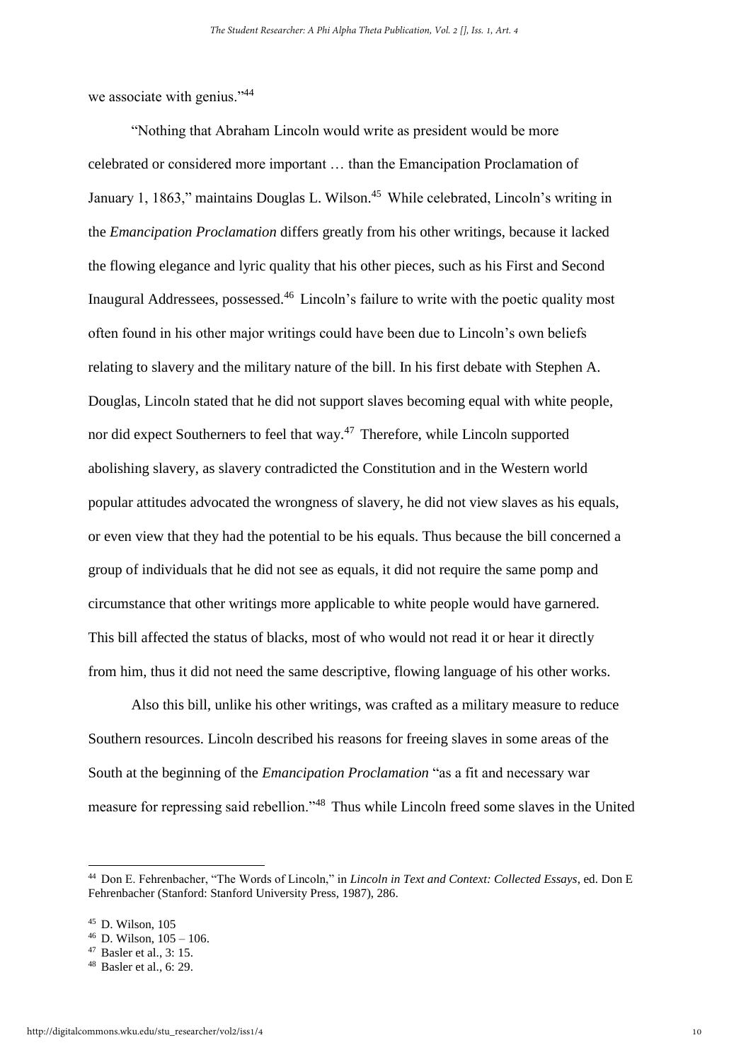we associate with genius."[44]

"Nothing that Abraham Lincoln would write as president would be more celebrated or considered more important … than the Emancipation Proclamation of January 1, 1863," maintains Douglas L. Wilson.[45] While celebrated, Lincoln's writing in the *Emancipation Proclamation* differs greatly from his other writings, because it lacked the flowing elegance and lyric quality that his other pieces, such as his First and Second Inaugural Addressees, possessed.[46] Lincoln's failure to write with the poetic quality most often found in his other major writings could have been due to Lincoln's own beliefs relating to slavery and the military nature of the bill. In his first debate with Stephen A. Douglas, Lincoln stated that he did not support slaves becoming equal with white people, nor did expect Southerners to feel that way.[47] Therefore, while Lincoln supported abolishing slavery, as slavery contradicted the Constitution and in the Western world popular attitudes advocated the wrongness of slavery, he did not view slaves as his equals, or even view that they had the potential to be his equals. Thus because the bill concerned a group of individuals that he did not see as equals, it did not require the same pomp and circumstance that other writings more applicable to white people would have garnered. This bill affected the status of blacks, most of who would not read it or hear it directly from him, thus it did not need the same descriptive, flowing language of his other works.

Also this bill, unlike his other writings, was crafted as a military measure to reduce Southern resources. Lincoln described his reasons for freeing slaves in some areas of the South at the beginning of the *Emancipation Proclamation* "as a fit and necessary war measure for repressing said rebellion."[48] Thus while Lincoln freed some slaves in the United

---

[44] Don E. Fehrenbacher, "The Words of Lincoln," in *Lincoln in Text and Context: Collected Essays*, ed. Don E Fehrenbacher (Stanford: Stanford University Press, 1987), 286.

[45] D. Wilson, 105

[46] D. Wilson, 105 – 106.

[47] Basler et al., 3: 15.

[48] Basler et al., 6: 29.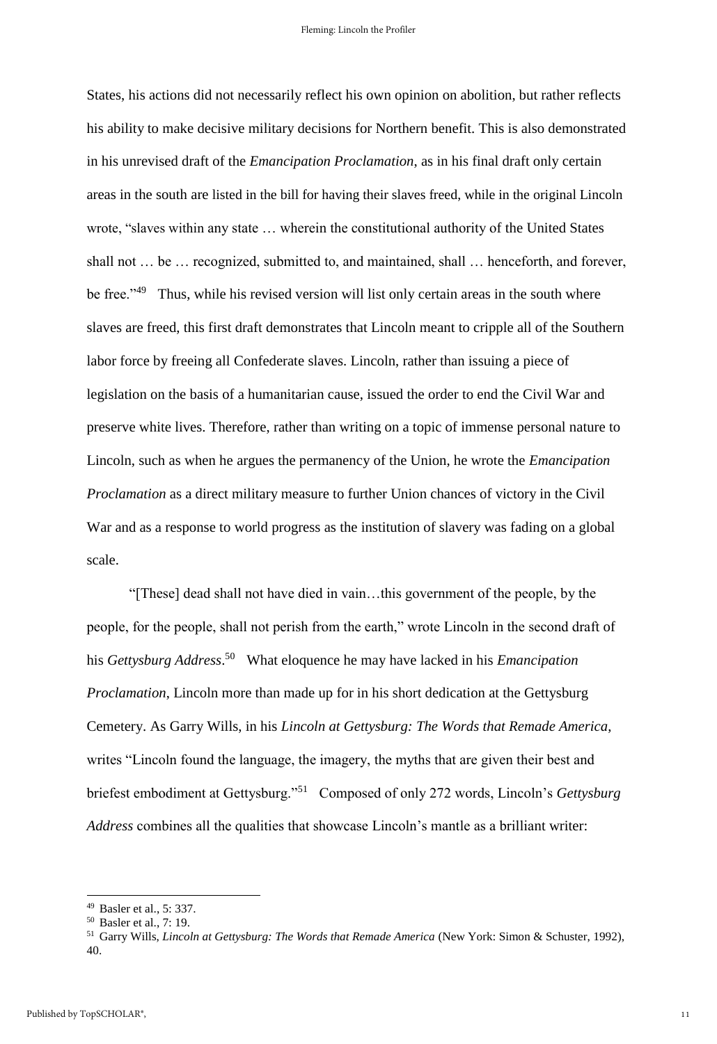States, his actions did not necessarily reflect his own opinion on abolition, but rather reflects his ability to make decisive military decisions for Northern benefit. This is also demonstrated in his unrevised draft of the *Emancipation Proclamation*, as in his final draft only certain areas in the south are listed in the bill for having their slaves freed, while in the original Lincoln wrote, "slaves within any state … wherein the constitutional authority of the United States shall not … be … recognized, submitted to, and maintained, shall … henceforth, and forever, be free."[49] Thus, while his revised version will list only certain areas in the south where slaves are freed, this first draft demonstrates that Lincoln meant to cripple all of the Southern labor force by freeing all Confederate slaves. Lincoln, rather than issuing a piece of legislation on the basis of a humanitarian cause, issued the order to end the Civil War and preserve white lives. Therefore, rather than writing on a topic of immense personal nature to Lincoln, such as when he argues the permanency of the Union, he wrote the *Emancipation Proclamation* as a direct military measure to further Union chances of victory in the Civil War and as a response to world progress as the institution of slavery was fading on a global scale.

"[These] dead shall not have died in vain…this government of the people, by the people, for the people, shall not perish from the earth," wrote Lincoln in the second draft of his *Gettysburg Address*.[50] What eloquence he may have lacked in his *Emancipation Proclamation*, Lincoln more than made up for in his short dedication at the Gettysburg Cemetery. As Garry Wills, in his *Lincoln at Gettysburg: The Words that Remade America*, writes "Lincoln found the language, the imagery, the myths that are given their best and briefest embodiment at Gettysburg."[51] Composed of only 272 words, Lincoln's *Gettysburg Address* combines all the qualities that showcase Lincoln's mantle as a brilliant writer:

---

[49] Basler et al., 5: 337.

[50] Basler et al., 7: 19.

[51] Garry Wills, *Lincoln at Gettysburg: The Words that Remade America* (New York: Simon & Schuster, 1992), 40.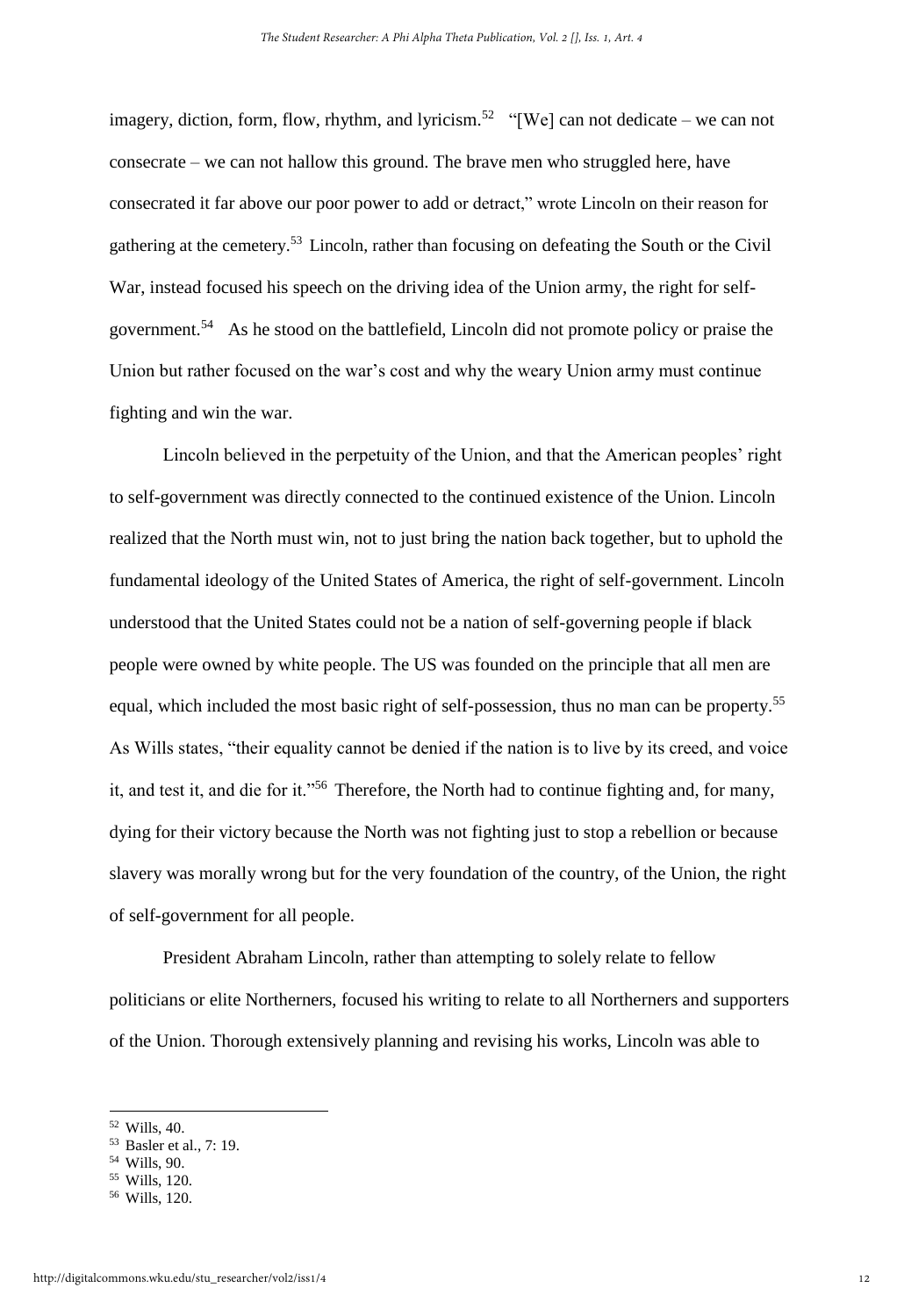imagery, diction, form, flow, rhythm, and lyricism.[52] "[We] can not dedicate – we can not consecrate – we can not hallow this ground. The brave men who struggled here, have consecrated it far above our poor power to add or detract," wrote Lincoln on their reason for gathering at the cemetery.[53] Lincoln, rather than focusing on defeating the South or the Civil War, instead focused his speech on the driving idea of the Union army, the right for self-government.[54] As he stood on the battlefield, Lincoln did not promote policy or praise the Union but rather focused on the war's cost and why the weary Union army must continue fighting and win the war.

Lincoln believed in the perpetuity of the Union, and that the American peoples' right to self-government was directly connected to the continued existence of the Union. Lincoln realized that the North must win, not to just bring the nation back together, but to uphold the fundamental ideology of the United States of America, the right of self-government. Lincoln understood that the United States could not be a nation of self-governing people if black people were owned by white people. The US was founded on the principle that all men are equal, which included the most basic right of self-possession, thus no man can be property.[55] As Wills states, "their equality cannot be denied if the nation is to live by its creed, and voice it, and test it, and die for it."[56] Therefore, the North had to continue fighting and, for many, dying for their victory because the North was not fighting just to stop a rebellion or because slavery was morally wrong but for the very foundation of the country, of the Union, the right of self-government for all people.

President Abraham Lincoln, rather than attempting to solely relate to fellow politicians or elite Northerners, focused his writing to relate to all Northerners and supporters of the Union. Thorough extensively planning and revising his works, Lincoln was able to

---

[52] Wills, 40.

[53] Basler et al., 7: 19.

[54] Wills, 90.

[55] Wills, 120.

[56] Wills, 120.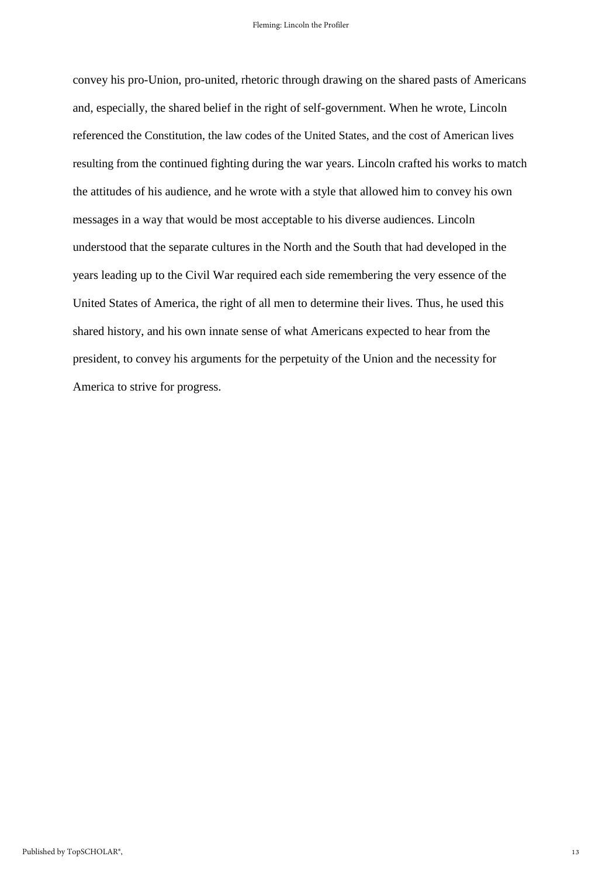convey his pro-Union, pro-united, rhetoric through drawing on the shared pasts of Americans and, especially, the shared belief in the right of self-government. When he wrote, Lincoln referenced the Constitution, the law codes of the United States, and the cost of American lives resulting from the continued fighting during the war years. Lincoln crafted his works to match the attitudes of his audience, and he wrote with a style that allowed him to convey his own messages in a way that would be most acceptable to his diverse audiences. Lincoln understood that the separate cultures in the North and the South that had developed in the years leading up to the Civil War required each side remembering the very essence of the United States of America, the right of all men to determine their lives. Thus, he used this shared history, and his own innate sense of what Americans expected to hear from the president, to convey his arguments for the perpetuity of the Union and the necessity for America to strive for progress.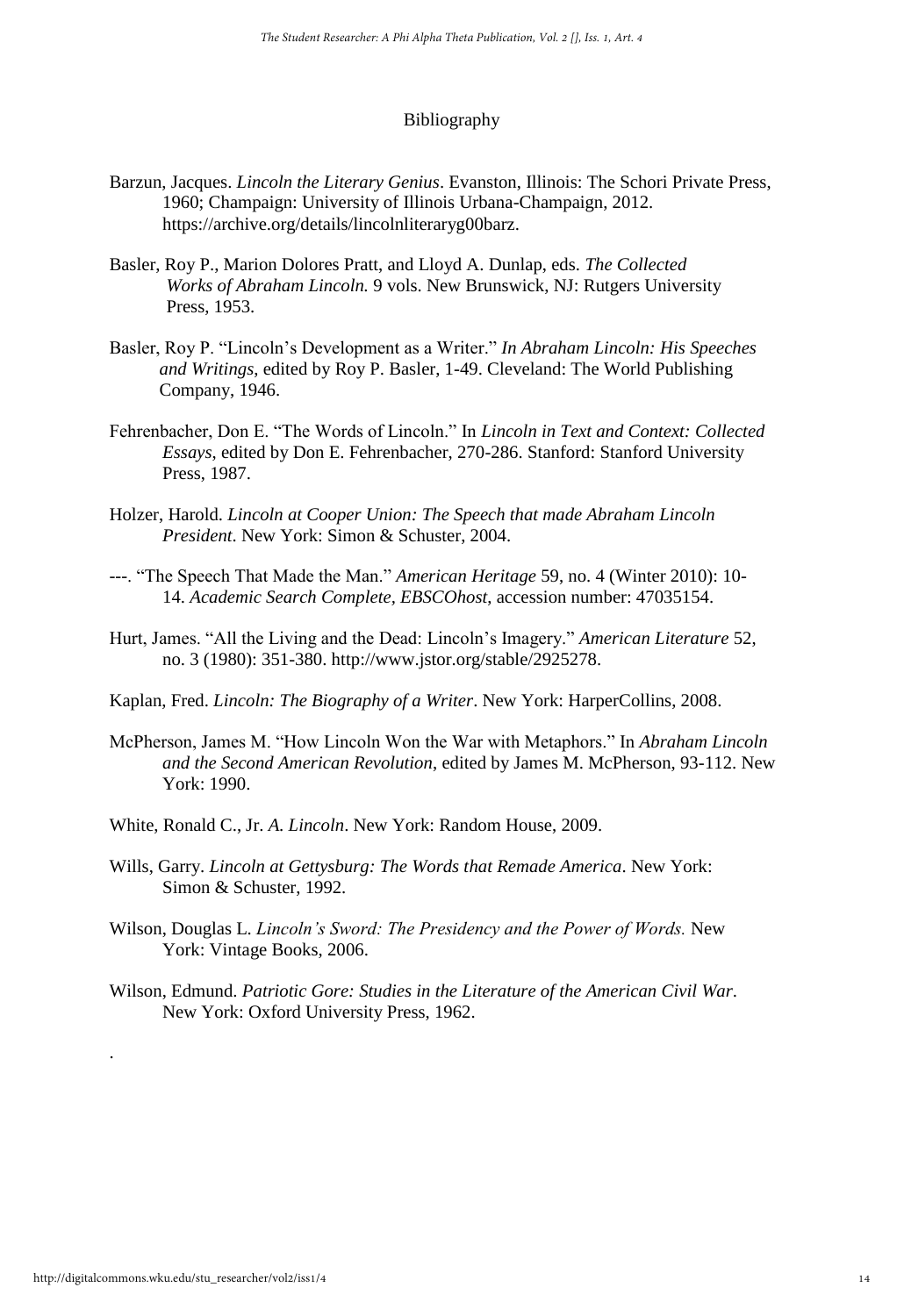# Bibliography

Barzun, Jacques. *Lincoln the Literary Genius*. Evanston, Illinois: The Schori Private Press, 1960; Champaign: University of Illinois Urbana-Champaign, 2012. https://archive.org/details/lincolnliteraryg00barz.

Basler, Roy P., Marion Dolores Pratt, and Lloyd A. Dunlap, eds. *The Collected Works of Abraham Lincoln.* 9 vols. New Brunswick, NJ: Rutgers University Press, 1953.

Basler, Roy P. "Lincoln's Development as a Writer." *In Abraham Lincoln: His Speeches and Writings*, edited by Roy P. Basler, 1-49. Cleveland: The World Publishing Company, 1946.

Fehrenbacher, Don E. "The Words of Lincoln." In *Lincoln in Text and Context: Collected Essays,* edited by Don E. Fehrenbacher, 270-286. Stanford: Stanford University Press, 1987.

Holzer, Harold. *Lincoln at Cooper Union: The Speech that made Abraham Lincoln President*. New York: Simon & Schuster, 2004.

---. "The Speech That Made the Man." *American Heritage* 59, no. 4 (Winter 2010): 10-14. *Academic Search Complete, EBSCOhost*, accession number: 47035154.

Hurt, James. "All the Living and the Dead: Lincoln's Imagery." *American Literature* 52, no. 3 (1980): 351-380. http://www.jstor.org/stable/2925278.

Kaplan, Fred. *Lincoln: The Biography of a Writer*. New York: HarperCollins, 2008.

McPherson, James M. "How Lincoln Won the War with Metaphors." In *Abraham Lincoln and the Second American Revolution*, edited by James M. McPherson, 93-112. New York: 1990.

White, Ronald C., Jr. *A. Lincoln*. New York: Random House, 2009.

Wills, Garry. *Lincoln at Gettysburg: The Words that Remade America*. New York: Simon & Schuster, 1992.

Wilson, Douglas L. *Lincoln's Sword: The Presidency and the Power of Words.* New York: Vintage Books, 2006.

Wilson, Edmund. *Patriotic Gore: Studies in the Literature of the American Civil War*. New York: Oxford University Press, 1962.

.